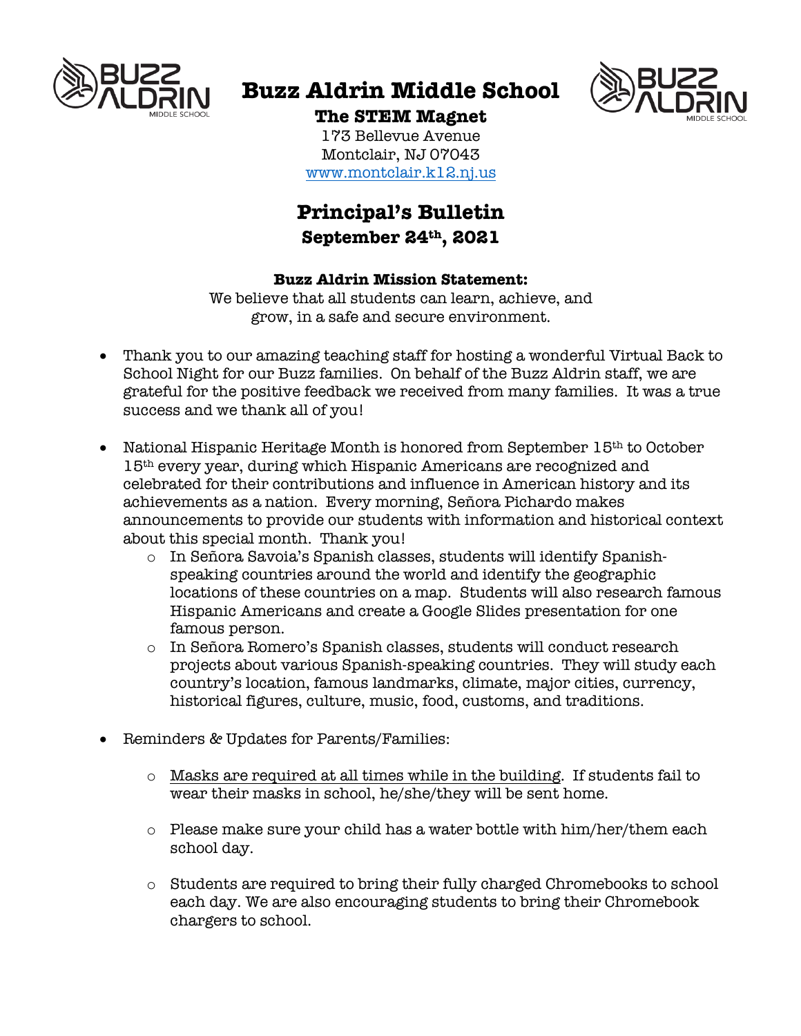# Buzz Aldrin Middle School

**The STEM Magnet**

173 Bellevue Avenue
Montclair, NJ 07043
www.montclair.k12.nj.us

## Principal's Bulletin

**September 24th, 2021**

**Buzz Aldrin Mission Statement:**

We believe that all students can learn, achieve, and grow, in a safe and secure environment.

- Thank you to our amazing teaching staff for hosting a wonderful Virtual Back to School Night for our Buzz families. On behalf of the Buzz Aldrin staff, we are grateful for the positive feedback we received from many families. It was a true success and we thank all of you!

- National Hispanic Heritage Month is honored from September 15th to October 15th every year, during which Hispanic Americans are recognized and celebrated for their contributions and influence in American history and its achievements as a nation. Every morning, Señora Pichardo makes announcements to provide our students with information and historical context about this special month. Thank you!
  - In Señora Savoia's Spanish classes, students will identify Spanish-speaking countries around the world and identify the geographic locations of these countries on a map. Students will also research famous Hispanic Americans and create a Google Slides presentation for one famous person.
  - In Señora Romero's Spanish classes, students will conduct research projects about various Spanish-speaking countries. They will study each country's location, famous landmarks, climate, major cities, currency, historical figures, culture, music, food, customs, and traditions.

- Reminders & Updates for Parents/Families:
  - Masks are required at all times while in the building. If students fail to wear their masks in school, he/she/they will be sent home.
  - Please make sure your child has a water bottle with him/her/them each school day.
  - Students are required to bring their fully charged Chromebooks to school each day. We are also encouraging students to bring their Chromebook chargers to school.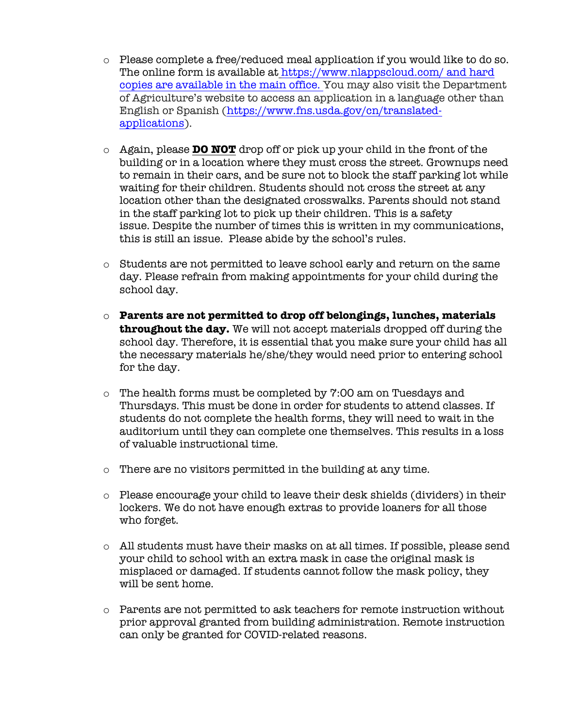- Please complete a free/reduced meal application if you would like to do so. The online form is available at https://www.nlappscloud.com/ and hard copies are available in the main office. You may also visit the Department of Agriculture's website to access an application in a language other than English or Spanish (https://www.fns.usda.gov/cn/translated-applications).

- Again, please **DO NOT** drop off or pick up your child in the front of the building or in a location where they must cross the street. Grownups need to remain in their cars, and be sure not to block the staff parking lot while waiting for their children. Students should not cross the street at any location other than the designated crosswalks. Parents should not stand in the staff parking lot to pick up their children. This is a safety issue. Despite the number of times this is written in my communications, this is still an issue. Please abide by the school's rules.

- Students are not permitted to leave school early and return on the same day. Please refrain from making appointments for your child during the school day.

- **Parents are not permitted to drop off belongings, lunches, materials throughout the day.** We will not accept materials dropped off during the school day. Therefore, it is essential that you make sure your child has all the necessary materials he/she/they would need prior to entering school for the day.

- The health forms must be completed by 7:00 am on Tuesdays and Thursdays. This must be done in order for students to attend classes. If students do not complete the health forms, they will need to wait in the auditorium until they can complete one themselves. This results in a loss of valuable instructional time.

- There are no visitors permitted in the building at any time.

- Please encourage your child to leave their desk shields (dividers) in their lockers. We do not have enough extras to provide loaners for all those who forget.

- All students must have their masks on at all times. If possible, please send your child to school with an extra mask in case the original mask is misplaced or damaged. If students cannot follow the mask policy, they will be sent home.

- Parents are not permitted to ask teachers for remote instruction without prior approval granted from building administration. Remote instruction can only be granted for COVID-related reasons.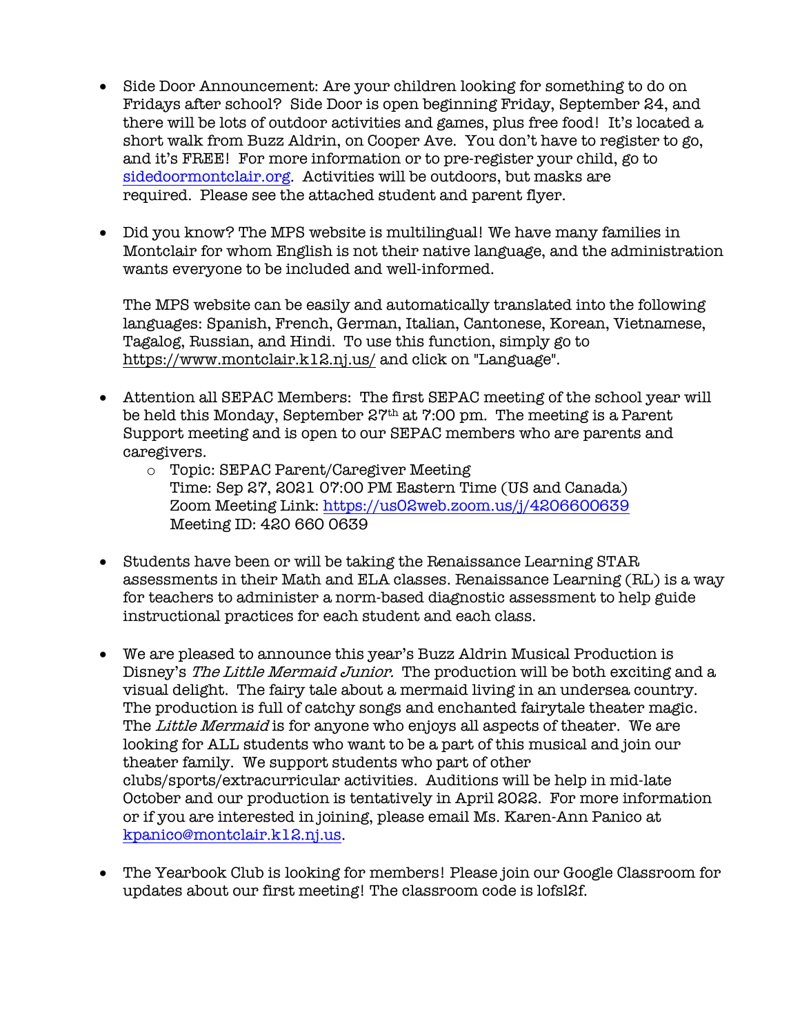- Side Door Announcement: Are your children looking for something to do on Fridays after school? Side Door is open beginning Friday, September 24, and there will be lots of outdoor activities and games, plus free food! It's located a short walk from Buzz Aldrin, on Cooper Ave. You don't have to register to go, and it's FREE! For more information or to pre-register your child, go to [sidedoormontclair.org](sidedoormontclair.org). Activities will be outdoors, but masks are required. Please see the attached student and parent flyer.

- Did you know? The MPS website is multilingual! We have many families in Montclair for whom English is not their native language, and the administration wants everyone to be included and well-informed.

  The MPS website can be easily and automatically translated into the following languages: Spanish, French, German, Italian, Cantonese, Korean, Vietnamese, Tagalog, Russian, and Hindi. To use this function, simply go to https://www.montclair.k12.nj.us/ and click on "Language".

- Attention all SEPAC Members: The first SEPAC meeting of the school year will be held this Monday, September 27th at 7:00 pm. The meeting is a Parent Support meeting and is open to our SEPAC members who are parents and caregivers.
  - Topic: SEPAC Parent/Caregiver Meeting
    Time: Sep 27, 2021 07:00 PM Eastern Time (US and Canada)
    Zoom Meeting Link: [https://us02web.zoom.us/j/4206600639](https://us02web.zoom.us/j/4206600639)
    Meeting ID: 420 660 0639

- Students have been or will be taking the Renaissance Learning STAR assessments in their Math and ELA classes. Renaissance Learning (RL) is a way for teachers to administer a norm-based diagnostic assessment to help guide instructional practices for each student and each class.

- We are pleased to announce this year's Buzz Aldrin Musical Production is Disney's *The Little Mermaid Junior.* The production will be both exciting and a visual delight. The fairy tale about a mermaid living in an undersea country. The production is full of catchy songs and enchanted fairytale theater magic. The *Little Mermaid* is for anyone who enjoys all aspects of theater. We are looking for ALL students who want to be a part of this musical and join our theater family. We support students who part of other clubs/sports/extracurricular activities. Auditions will be help in mid-late October and our production is tentatively in April 2022. For more information or if you are interested in joining, please email Ms. Karen-Ann Panico at [kpanico@montclair.k12.nj.us](mailto:kpanico@montclair.k12.nj.us).

- The Yearbook Club is looking for members! Please join our Google Classroom for updates about our first meeting! The classroom code is lofsl2f.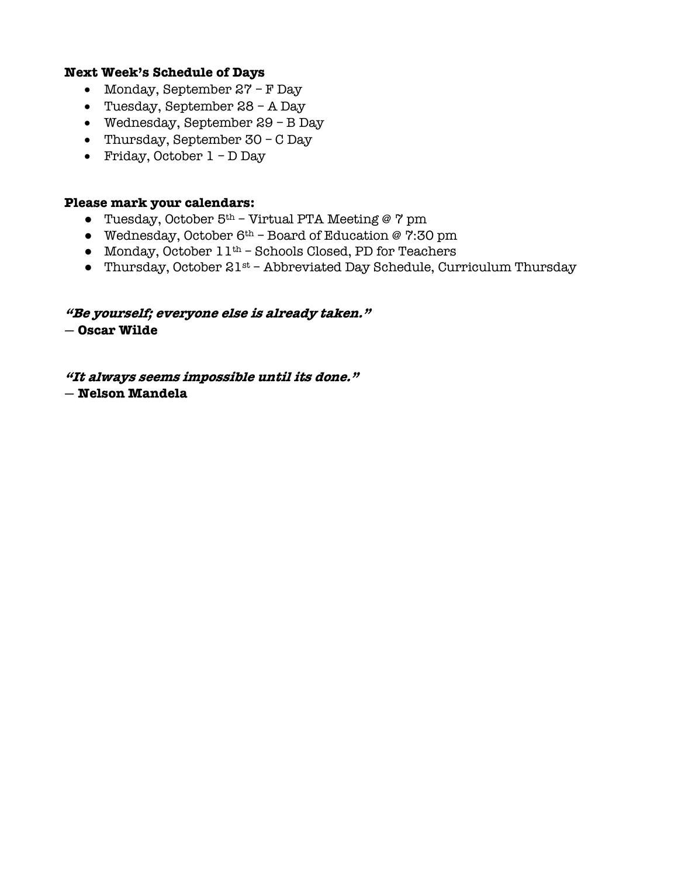**Next Week's Schedule of Days**

- Monday, September 27 – F Day
- Tuesday, September 28 – A Day
- Wednesday, September 29 – B Day
- Thursday, September 30 – C Day
- Friday, October 1 – D Day

**Please mark your calendars:**

- Tuesday, October 5th – Virtual PTA Meeting @ 7 pm
- Wednesday, October 6th – Board of Education @ 7:30 pm
- Monday, October 11th – Schools Closed, PD for Teachers
- Thursday, October 21st – Abbreviated Day Schedule, Curriculum Thursday

***"Be yourself; everyone else is already taken."***
**— Oscar Wilde**

***"It always seems impossible until its done."***
**— Nelson Mandela**